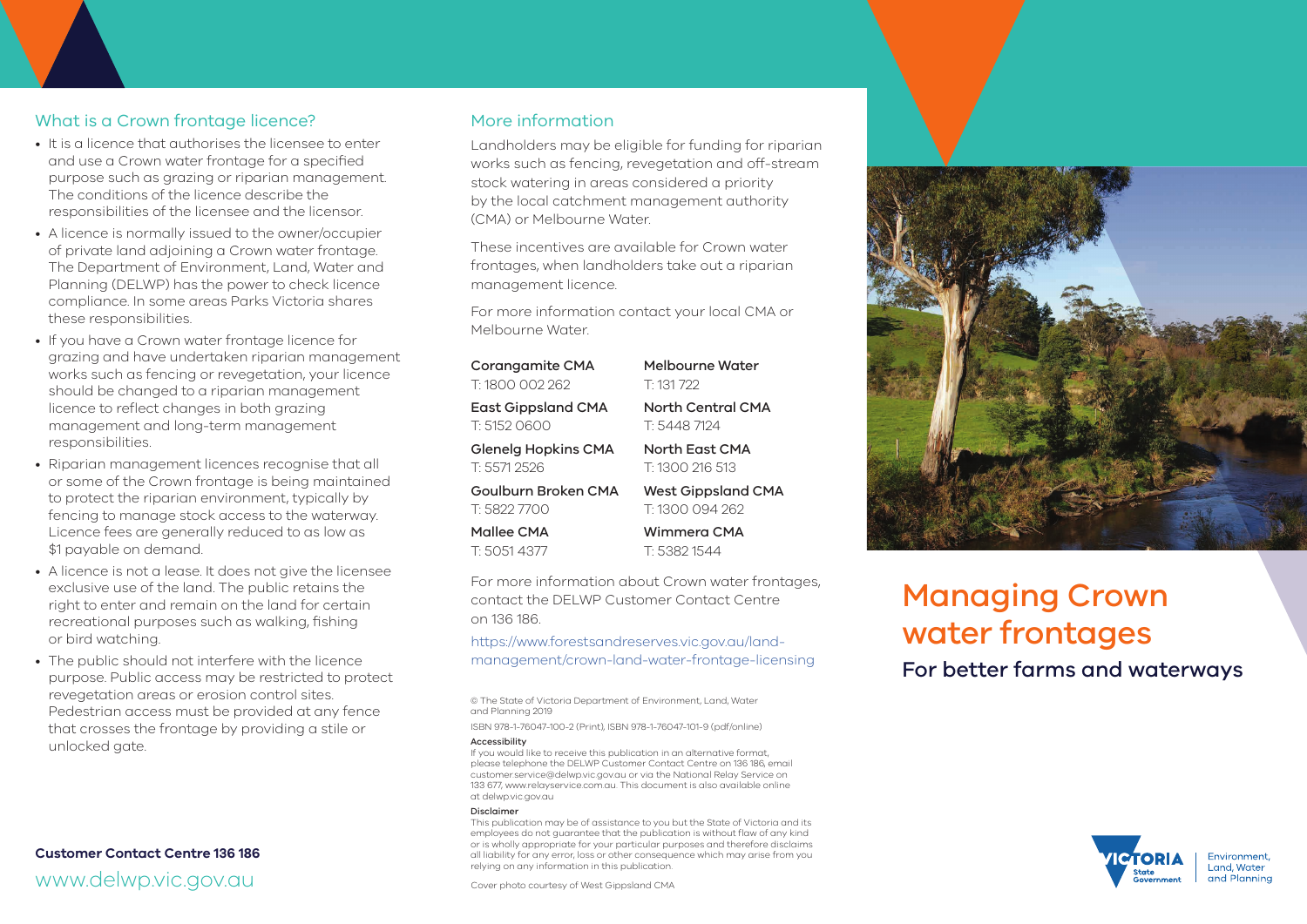## What is a Crown frontage licence?

- It is a licence that authorises the licensee to enter and use a Crown water frontage for a specified purpose such as grazing or riparian management. The conditions of the licence describe the responsibilities of the licensee and the licensor.
- A licence is normally issued to the owner/occupier of private land adjoining a Crown water frontage. The Department of Environment, Land, Water and Planning (DELWP) has the power to check licence compliance. In some areas Parks Victoria shares these responsibilities.
- If you have a Crown water frontage licence for grazing and have undertaken riparian management works such as fencing or revegetation, your licence should be changed to a riparian management licence to reflect changes in both grazing management and long-term management responsibilities.
- Riparian management licences recognise that all or some of the Crown frontage is being maintained to protect the riparian environment, typically by fencing to manage stock access to the waterway. Licence fees are generally reduced to as low as $1 payable on demand.
- A licence is not a lease. It does not give the licensee exclusive use of the land. The public retains the right to enter and remain on the land for certain recreational purposes such as walking, fishing or bird watching.
- The public should not interfere with the licence purpose. Public access may be restricted to protect revegetation areas or erosion control sites. Pedestrian access must be provided at any fence that crosses the frontage by providing a stile or unlocked gate.

**Customer Contact Centre 136 186**

www.delwp.vic.gov.au

## More information

Landholders may be eligible for funding for riparian works such as fencing, revegetation and off-stream stock watering in areas considered a priority by the local catchment management authority (CMA) or Melbourne Water.

These incentives are available for Crown water frontages, when landholders take out a riparian management licence.

For more information contact your local CMA or Melbourne Water.

**Corangamite CMA**
T: 1800 002 262

**East Gippsland CMA**
T: 5152 0600

**Glenelg Hopkins CMA**
T: 5571 2526

**Goulburn Broken CMA**
T: 5822 7700

**Mallee CMA**
T: 5051 4377

**Melbourne Water**
T: 131 722

**North Central CMA**
T: 5448 7124

**North East CMA**
T: 1300 216 513

**West Gippsland CMA**
T: 1300 094 262

**Wimmera CMA**
T: 5382 1544

For more information about Crown water frontages, contact the DELWP Customer Contact Centre on 136 186.

https://www.forestsandreserves.vic.gov.au/land-management/crown-land-water-frontage-licensing

© The State of Victoria Department of Environment, Land, Water and Planning 2019

ISBN 978-1-76047-100-2 (Print), ISBN 978-1-76047-101-9 (pdf/online)

**Accessibility**

If you would like to receive this publication in an alternative format, please telephone the DELWP Customer Contact Centre on 136 186, email customer.service@delwp.vic.gov.au or via the National Relay Service on 133 677, www.relayservice.com.au. This document is also available online at delwp.vic.gov.au

**Disclaimer**

This publication may be of assistance to you but the State of Victoria and its employees do not guarantee that the publication is without flaw of any kind or is wholly appropriate for your particular purposes and therefore disclaims all liability for any error, loss or other consequence which may arise from you relying on any information in this publication.

Cover photo courtesy of West Gippsland CMA

# Managing Crown water frontages

## For better farms and waterways

Victoria State Government | Environment, Land, Water and Planning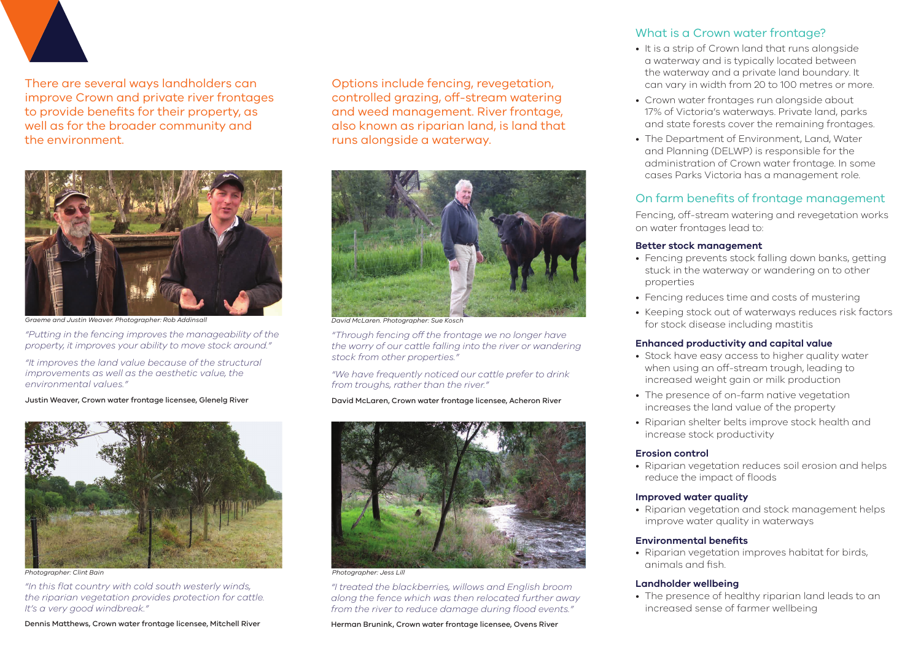There are several ways landholders can improve Crown and private river frontages to provide benefits for their property, as well as for the broader community and the environment.

Graeme and Justin Weaver. Photographer: Rob Addinsall

*"Putting in the fencing improves the manageability of the property, it improves your ability to move stock around."*

*"It improves the land value because of the structural improvements as well as the aesthetic value, the environmental values."*

Justin Weaver, Crown water frontage licensee, Glenelg River

Photographer: Clint Bain

*"In this flat country with cold south westerly winds, the riparian vegetation provides protection for cattle. It's a very good windbreak."*

Dennis Matthews, Crown water frontage licensee, Mitchell River

Options include fencing, revegetation, controlled grazing, off-stream watering and weed management. River frontage, also known as riparian land, is land that runs alongside a waterway.

David McLaren. Photographer: Sue Kosch

*"Through fencing off the frontage we no longer have the worry of our cattle falling into the river or wandering stock from other properties."*

*"We have frequently noticed our cattle prefer to drink from troughs, rather than the river."*

David McLaren, Crown water frontage licensee, Acheron River

Photographer: Jess Lill

*"I treated the blackberries, willows and English broom along the fence which was then relocated further away from the river to reduce damage during flood events."*

Herman Brunink, Crown water frontage licensee, Ovens River

## What is a Crown water frontage?

- It is a strip of Crown land that runs alongside a waterway and is typically located between the waterway and a private land boundary. It can vary in width from 20 to 100 metres or more.
- Crown water frontages run alongside about 17% of Victoria's waterways. Private land, parks and state forests cover the remaining frontages.
- The Department of Environment, Land, Water and Planning (DELWP) is responsible for the administration of Crown water frontage. In some cases Parks Victoria has a management role.

## On farm benefits of frontage management

Fencing, off-stream watering and revegetation works on water frontages lead to:

### Better stock management

- Fencing prevents stock falling down banks, getting stuck in the waterway or wandering on to other properties
- Fencing reduces time and costs of mustering
- Keeping stock out of waterways reduces risk factors for stock disease including mastitis

### Enhanced productivity and capital value

- Stock have easy access to higher quality water when using an off-stream trough, leading to increased weight gain or milk production
- The presence of on-farm native vegetation increases the land value of the property
- Riparian shelter belts improve stock health and increase stock productivity

### Erosion control

- Riparian vegetation reduces soil erosion and helps reduce the impact of floods

### Improved water quality

- Riparian vegetation and stock management helps improve water quality in waterways

### Environmental benefits

- Riparian vegetation improves habitat for birds, animals and fish.

### Landholder wellbeing

- The presence of healthy riparian land leads to an increased sense of farmer wellbeing